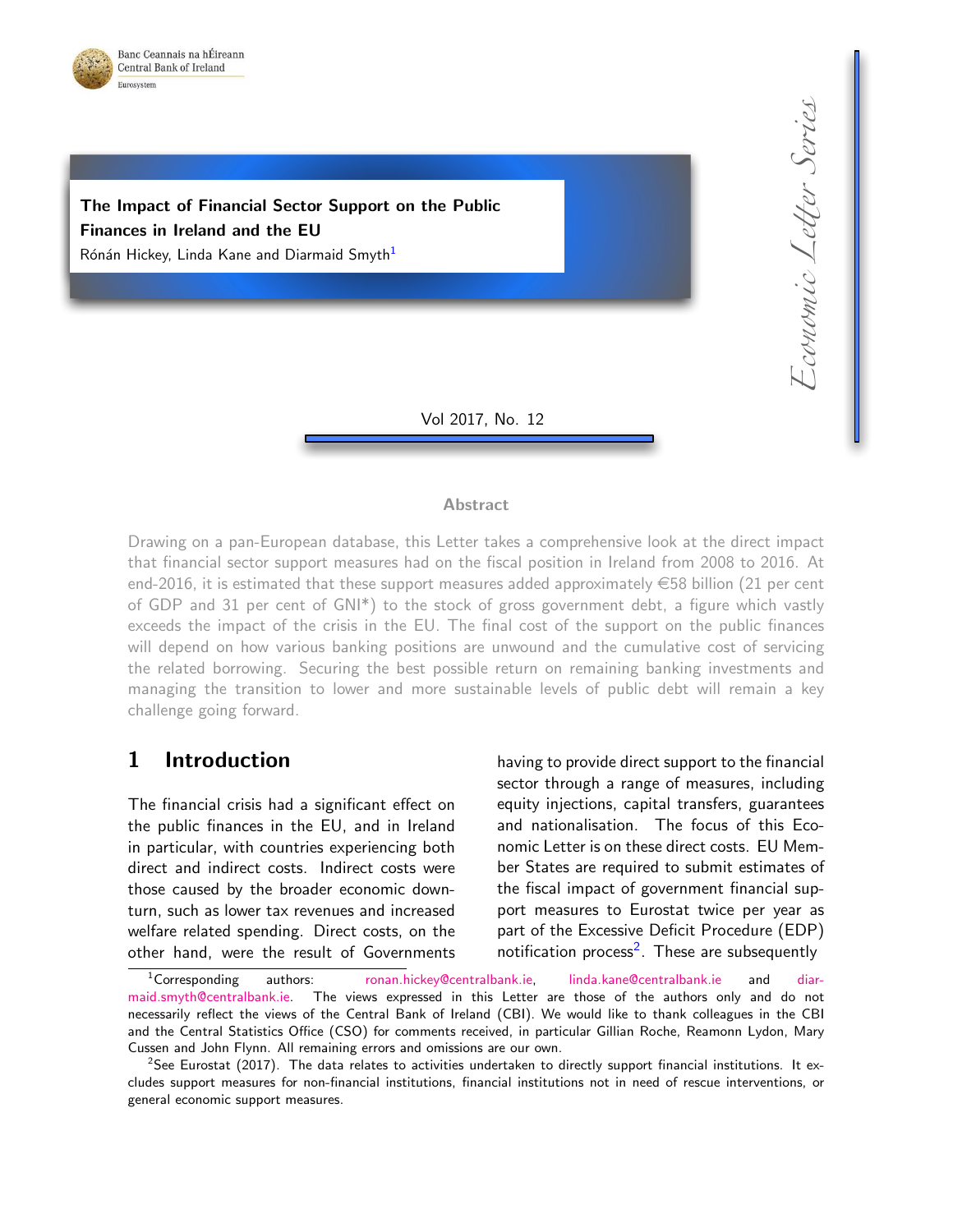Banc Ceannais na hÉireann
Central Bank of Ireland
Eurosystem

*Economic Letter Series*

# The Impact of Financial Sector Support on the Public Finances in Ireland and the EU

Rónán Hickey, Linda Kane and Diarmaid Smyth[1]

Vol 2017, No. 12

### Abstract

Drawing on a pan-European database, this Letter takes a comprehensive look at the direct impact that financial sector support measures had on the fiscal position in Ireland from 2008 to 2016. At end-2016, it is estimated that these support measures added approximately €58 billion (21 per cent of GDP and 31 per cent of GNI*) to the stock of gross government debt, a figure which vastly exceeds the impact of the crisis in the EU. The final cost of the support on the public finances will depend on how various banking positions are unwound and the cumulative cost of servicing the related borrowing. Securing the best possible return on remaining banking investments and managing the transition to lower and more sustainable levels of public debt will remain a key challenge going forward.

## 1 Introduction

The financial crisis had a significant effect on the public finances in the EU, and in Ireland in particular, with countries experiencing both direct and indirect costs. Indirect costs were those caused by the broader economic downturn, such as lower tax revenues and increased welfare related spending. Direct costs, on the other hand, were the result of Governments having to provide direct support to the financial sector through a range of measures, including equity injections, capital transfers, guarantees and nationalisation. The focus of this Economic Letter is on these direct costs. EU Member States are required to submit estimates of the fiscal impact of government financial support measures to Eurostat twice per year as part of the Excessive Deficit Procedure (EDP) notification process[2]. These are subsequently

[1] Corresponding authors: ronan.hickey@centralbank.ie, linda.kane@centralbank.ie and diarmaid.smyth@centralbank.ie. The views expressed in this Letter are those of the authors only and do not necessarily reflect the views of the Central Bank of Ireland (CBI). We would like to thank colleagues in the CBI and the Central Statistics Office (CSO) for comments received, in particular Gillian Roche, Reamonn Lydon, Mary Cussen and John Flynn. All remaining errors and omissions are our own.

[2] See Eurostat (2017). The data relates to activities undertaken to directly support financial institutions. It excludes support measures for non-financial institutions, financial institutions not in need of rescue interventions, or general economic support measures.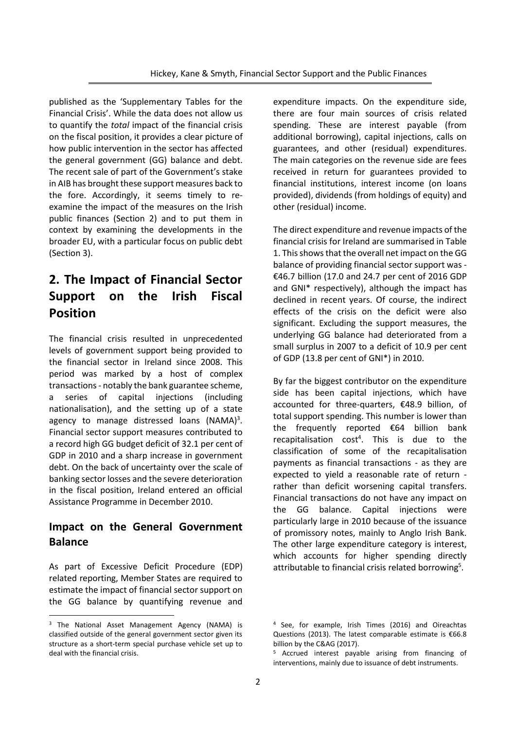published as the 'Supplementary Tables for the Financial Crisis'. While the data does not allow us to quantify the *total* impact of the financial crisis on the fiscal position, it provides a clear picture of how public intervention in the sector has affected the general government (GG) balance and debt. The recent sale of part of the Government's stake in AIB has brought these support measures back to the fore. Accordingly, it seems timely to re-examine the impact of the measures on the Irish public finances (Section 2) and to put them in context by examining the developments in the broader EU, with a particular focus on public debt (Section 3).

## 2. The Impact of Financial Sector Support on the Irish Fiscal Position

The financial crisis resulted in unprecedented levels of government support being provided to the financial sector in Ireland since 2008. This period was marked by a host of complex transactions - notably the bank guarantee scheme, a series of capital injections (including nationalisation), and the setting up of a state agency to manage distressed loans (NAMA)[3]. Financial sector support measures contributed to a record high GG budget deficit of 32.1 per cent of GDP in 2010 and a sharp increase in government debt. On the back of uncertainty over the scale of banking sector losses and the severe deterioration in the fiscal position, Ireland entered an official Assistance Programme in December 2010.

### Impact on the General Government Balance

As part of Excessive Deficit Procedure (EDP) related reporting, Member States are required to estimate the impact of financial sector support on the GG balance by quantifying revenue and expenditure impacts. On the expenditure side, there are four main sources of crisis related spending. These are interest payable (from additional borrowing), capital injections, calls on guarantees, and other (residual) expenditures. The main categories on the revenue side are fees received in return for guarantees provided to financial institutions, interest income (on loans provided), dividends (from holdings of equity) and other (residual) income.

The direct expenditure and revenue impacts of the financial crisis for Ireland are summarised in Table 1. This shows that the overall net impact on the GG balance of providing financial sector support was -€46.7 billion (17.0 and 24.7 per cent of 2016 GDP and GNI* respectively), although the impact has declined in recent years. Of course, the indirect effects of the crisis on the deficit were also significant. Excluding the support measures, the underlying GG balance had deteriorated from a small surplus in 2007 to a deficit of 10.9 per cent of GDP (13.8 per cent of GNI*) in 2010.

By far the biggest contributor on the expenditure side has been capital injections, which have accounted for three-quarters, €48.9 billion, of total support spending. This number is lower than the frequently reported €64 billion bank recapitalisation cost[4]. This is due to the classification of some of the recapitalisation payments as financial transactions - as they are expected to yield a reasonable rate of return - rather than deficit worsening capital transfers. Financial transactions do not have any impact on the GG balance. Capital injections were particularly large in 2010 because of the issuance of promissory notes, mainly to Anglo Irish Bank. The other large expenditure category is interest, which accounts for higher spending directly attributable to financial crisis related borrowing[5].

---

[3] The National Asset Management Agency (NAMA) is classified outside of the general government sector given its structure as a short-term special purchase vehicle set up to deal with the financial crisis.

[4] See, for example, Irish Times (2016) and Oireachtas Questions (2013). The latest comparable estimate is €66.8 billion by the C&AG (2017).

[5] Accrued interest payable arising from financing of interventions, mainly due to issuance of debt instruments.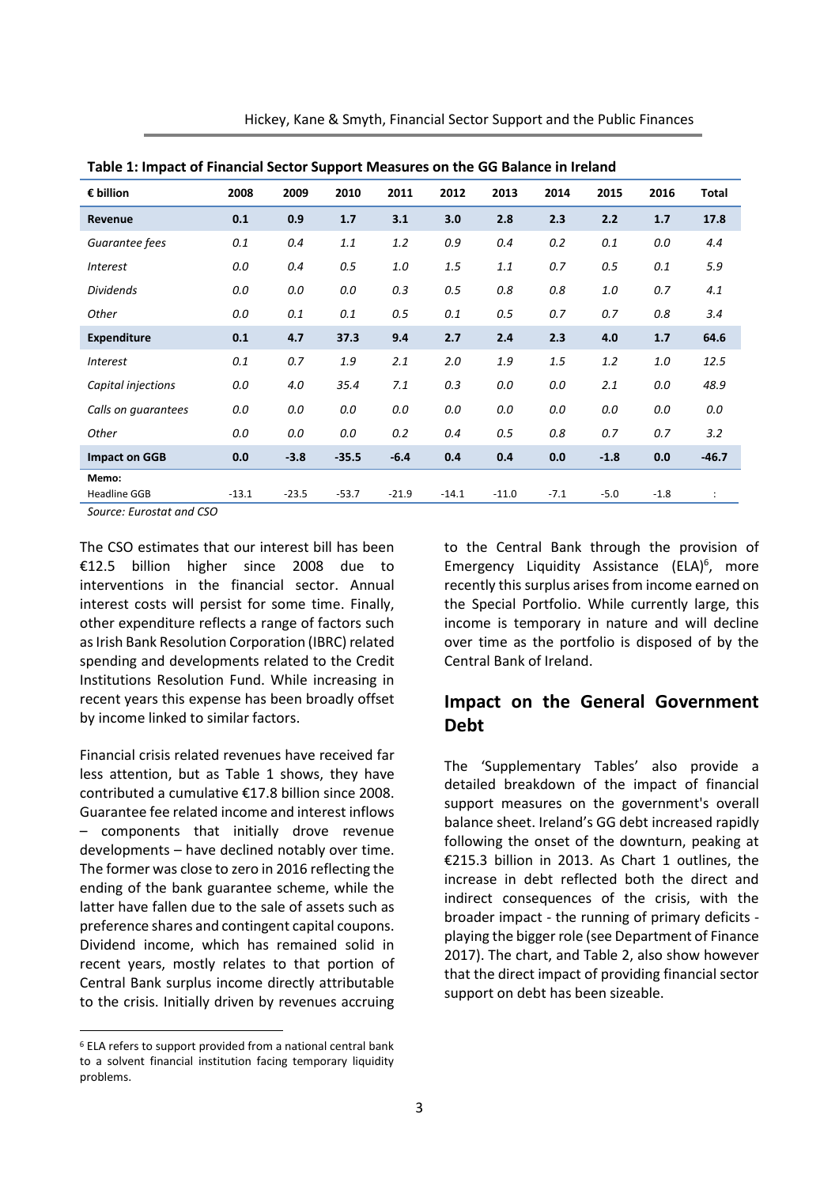**Table 1: Impact of Financial Sector Support Measures on the GG Balance in Ireland**

| € billion | 2008 | 2009 | 2010 | 2011 | 2012 | 2013 | 2014 | 2015 | 2016 | Total |
|---|---|---|---|---|---|---|---|---|---|---|
| **Revenue** | **0.1** | **0.9** | **1.7** | **3.1** | **3.0** | **2.8** | **2.3** | **2.2** | **1.7** | **17.8** |
| *Guarantee fees* | *0.1* | *0.4* | *1.1* | *1.2* | *0.9* | *0.4* | *0.2* | *0.1* | *0.0* | *4.4* |
| *Interest* | *0.0* | *0.4* | *0.5* | *1.0* | *1.5* | *1.1* | *0.7* | *0.5* | *0.1* | *5.9* |
| *Dividends* | *0.0* | *0.0* | *0.0* | *0.3* | *0.5* | *0.8* | *0.8* | *1.0* | *0.7* | *4.1* |
| *Other* | *0.0* | *0.1* | *0.1* | *0.5* | *0.1* | *0.5* | *0.7* | *0.7* | *0.8* | *3.4* |
| **Expenditure** | **0.1** | **4.7** | **37.3** | **9.4** | **2.7** | **2.4** | **2.3** | **4.0** | **1.7** | **64.6** |
| *Interest* | *0.1* | *0.7* | *1.9* | *2.1* | *2.0* | *1.9* | *1.5* | *1.2* | *1.0* | *12.5* |
| *Capital injections* | *0.0* | *4.0* | *35.4* | *7.1* | *0.3* | *0.0* | *0.0* | *2.1* | *0.0* | *48.9* |
| *Calls on guarantees* | *0.0* | *0.0* | *0.0* | *0.0* | *0.0* | *0.0* | *0.0* | *0.0* | *0.0* | *0.0* |
| *Other* | *0.0* | *0.0* | *0.0* | *0.2* | *0.4* | *0.5* | *0.8* | *0.7* | *0.7* | *3.2* |
| **Impact on GGB** | **0.0** | **-3.8** | **-35.5** | **-6.4** | **0.4** | **0.4** | **0.0** | **-1.8** | **0.0** | **-46.7** |
| **Memo:** | | | | | | | | | | |
| Headline GGB | -13.1 | -23.5 | -53.7 | -21.9 | -14.1 | -11.0 | -7.1 | -5.0 | -1.8 | : |

*Source: Eurostat and CSO*

The CSO estimates that our interest bill has been €12.5 billion higher since 2008 due to interventions in the financial sector. Annual interest costs will persist for some time. Finally, other expenditure reflects a range of factors such as Irish Bank Resolution Corporation (IBRC) related spending and developments related to the Credit Institutions Resolution Fund. While increasing in recent years this expense has been broadly offset by income linked to similar factors.

Financial crisis related revenues have received far less attention, but as Table 1 shows, they have contributed a cumulative €17.8 billion since 2008. Guarantee fee related income and interest inflows – components that initially drove revenue developments – have declined notably over time. The former was close to zero in 2016 reflecting the ending of the bank guarantee scheme, while the latter have fallen due to the sale of assets such as preference shares and contingent capital coupons. Dividend income, which has remained solid in recent years, mostly relates to that portion of Central Bank surplus income directly attributable to the crisis. Initially driven by revenues accruing to the Central Bank through the provision of Emergency Liquidity Assistance (ELA)[6], more recently this surplus arises from income earned on the Special Portfolio. While currently large, this income is temporary in nature and will decline over time as the portfolio is disposed of by the Central Bank of Ireland.

## Impact on the General Government Debt

The 'Supplementary Tables' also provide a detailed breakdown of the impact of financial support measures on the government's overall balance sheet. Ireland's GG debt increased rapidly following the onset of the downturn, peaking at €215.3 billion in 2013. As Chart 1 outlines, the increase in debt reflected both the direct and indirect consequences of the crisis, with the broader impact - the running of primary deficits - playing the bigger role (see Department of Finance 2017). The chart, and Table 2, also show however that the direct impact of providing financial sector support on debt has been sizeable.

[6] ELA refers to support provided from a national central bank to a solvent financial institution facing temporary liquidity problems.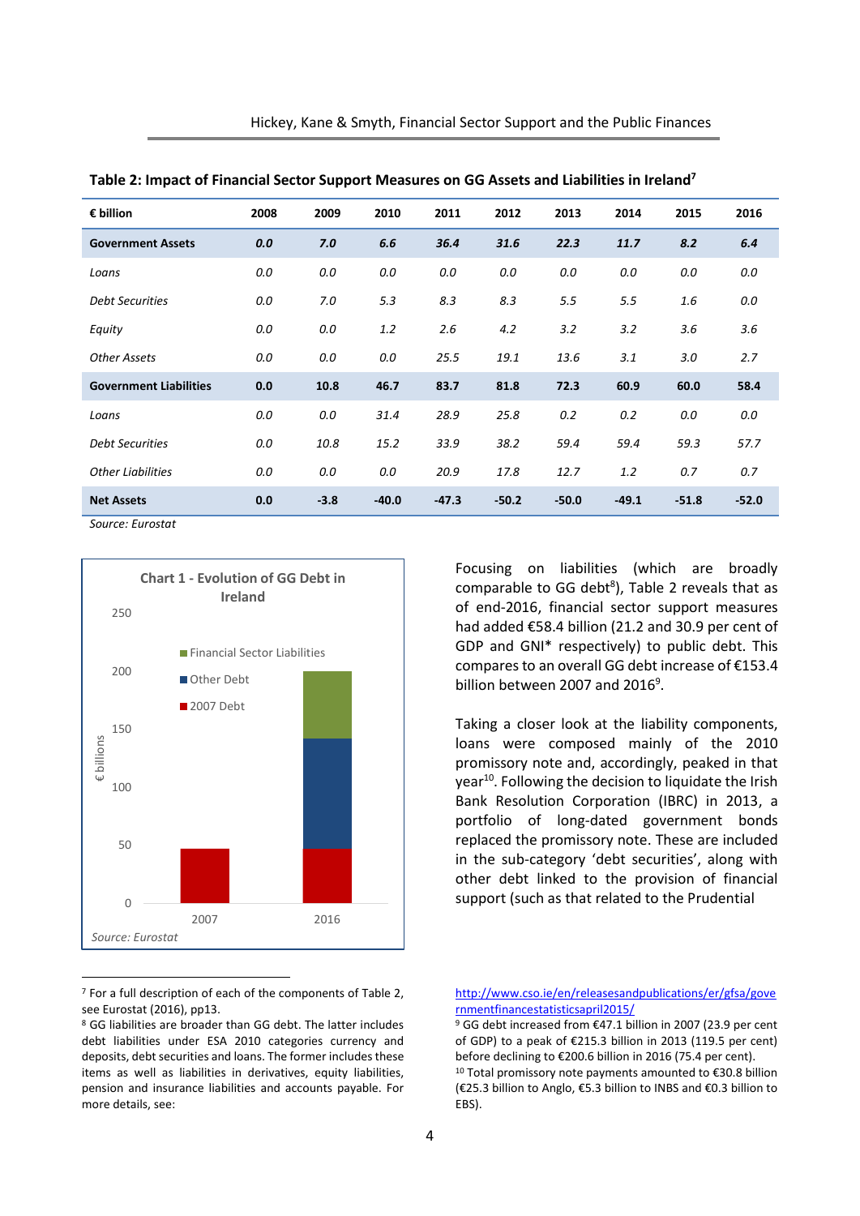**Table 2: Impact of Financial Sector Support Measures on GG Assets and Liabilities in Ireland**[7]

| € billion | 2008 | 2009 | 2010 | 2011 | 2012 | 2013 | 2014 | 2015 | 2016 |
|---|---|---|---|---|---|---|---|---|---|
| **Government Assets** | ***0.0*** | ***7.0*** | ***6.6*** | ***36.4*** | ***31.6*** | ***22.3*** | ***11.7*** | ***8.2*** | ***6.4*** |
| *Loans* | *0.0* | *0.0* | *0.0* | *0.0* | *0.0* | *0.0* | *0.0* | *0.0* | *0.0* |
| *Debt Securities* | *0.0* | *7.0* | *5.3* | *8.3* | *8.3* | *5.5* | *5.5* | *1.6* | *0.0* |
| *Equity* | *0.0* | *0.0* | *1.2* | *2.6* | *4.2* | *3.2* | *3.2* | *3.6* | *3.6* |
| *Other Assets* | *0.0* | *0.0* | *0.0* | *25.5* | *19.1* | *13.6* | *3.1* | *3.0* | *2.7* |
| **Government Liabilities** | **0.0** | **10.8** | **46.7** | **83.7** | **81.8** | **72.3** | **60.9** | **60.0** | **58.4** |
| *Loans* | *0.0* | *0.0* | *31.4* | *28.9* | *25.8* | *0.2* | *0.2* | *0.0* | *0.0* |
| *Debt Securities* | *0.0* | *10.8* | *15.2* | *33.9* | *38.2* | *59.4* | *59.4* | *59.3* | *57.7* |
| *Other Liabilities* | *0.0* | *0.0* | *0.0* | *20.9* | *17.8* | *12.7* | *1.2* | *0.7* | *0.7* |
| **Net Assets** | **0.0** | **-3.8** | **-40.0** | **-47.3** | **-50.2** | **-50.0** | **-49.1** | **-51.8** | **-52.0** |

*Source: Eurostat*

**Chart 1 - Evolution of GG Debt in Ireland**

*Source: Eurostat*

Focusing on liabilities (which are broadly comparable to GG debt[8]), Table 2 reveals that as of end-2016, financial sector support measures had added €58.4 billion (21.2 and 30.9 per cent of GDP and GNI* respectively) to public debt. This compares to an overall GG debt increase of €153.4 billion between 2007 and 2016[9].

Taking a closer look at the liability components, loans were composed mainly of the 2010 promissory note and, accordingly, peaked in that year[10]. Following the decision to liquidate the Irish Bank Resolution Corporation (IBRC) in 2013, a portfolio of long-dated government bonds replaced the promissory note. These are included in the sub-category 'debt securities', along with other debt linked to the provision of financial support (such as that related to the Prudential

---

[7] For a full description of each of the components of Table 2, see Eurostat (2016), pp13.

[8] GG liabilities are broader than GG debt. The latter includes debt liabilities under ESA 2010 categories currency and deposits, debt securities and loans. The former includes these items as well as liabilities in derivatives, equity liabilities, pension and insurance liabilities and accounts payable. For more details, see: http://www.cso.ie/en/releasesandpublications/er/gfsa/governmentfinancestatisticsapril2015/

[9] GG debt increased from €47.1 billion in 2007 (23.9 per cent of GDP) to a peak of €215.3 billion in 2013 (119.5 per cent) before declining to €200.6 billion in 2016 (75.4 per cent).

[10] Total promissory note payments amounted to €30.8 billion (€25.3 billion to Anglo, €5.3 billion to INBS and €0.3 billion to EBS).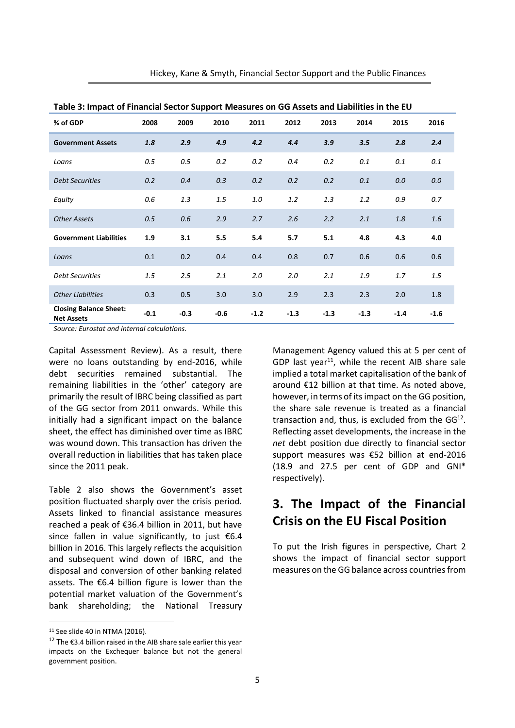**Table 3: Impact of Financial Sector Support Measures on GG Assets and Liabilities in the EU**

| % of GDP | 2008 | 2009 | 2010 | 2011 | 2012 | 2013 | 2014 | 2015 | 2016 |
|---|---|---|---|---|---|---|---|---|---|
| **Government Assets** | ***1.8*** | ***2.9*** | ***4.9*** | ***4.2*** | ***4.4*** | ***3.9*** | ***3.5*** | ***2.8*** | ***2.4*** |
| *Loans* | *0.5* | *0.5* | *0.2* | *0.2* | *0.4* | *0.2* | *0.1* | *0.1* | *0.1* |
| *Debt Securities* | *0.2* | *0.4* | *0.3* | *0.2* | *0.2* | *0.2* | *0.1* | *0.0* | *0.0* |
| *Equity* | *0.6* | *1.3* | *1.5* | *1.0* | *1.2* | *1.3* | *1.2* | *0.9* | *0.7* |
| *Other Assets* | *0.5* | *0.6* | *2.9* | *2.7* | *2.6* | *2.2* | *2.1* | *1.8* | *1.6* |
| **Government Liabilities** | **1.9** | **3.1** | **5.5** | **5.4** | **5.7** | **5.1** | **4.8** | **4.3** | **4.0** |
| *Loans* | 0.1 | 0.2 | 0.4 | 0.4 | 0.8 | 0.7 | 0.6 | 0.6 | 0.6 |
| *Debt Securities* | *1.5* | *2.5* | *2.1* | *2.0* | *2.0* | *2.1* | *1.9* | *1.7* | *1.5* |
| *Other Liabilities* | 0.3 | 0.5 | 3.0 | 3.0 | 2.9 | 2.3 | 2.3 | 2.0 | 1.8 |
| **Closing Balance Sheet: Net Assets** | **-0.1** | **-0.3** | **-0.6** | **-1.2** | **-1.3** | **-1.3** | **-1.3** | **-1.4** | **-1.6** |

*Source: Eurostat and internal calculations.*

Capital Assessment Review). As a result, there were no loans outstanding by end-2016, while debt securities remained substantial. The remaining liabilities in the 'other' category are primarily the result of IBRC being classified as part of the GG sector from 2011 onwards. While this initially had a significant impact on the balance sheet, the effect has diminished over time as IBRC was wound down. This transaction has driven the overall reduction in liabilities that has taken place since the 2011 peak.

Table 2 also shows the Government's asset position fluctuated sharply over the crisis period. Assets linked to financial assistance measures reached a peak of €36.4 billion in 2011, but have since fallen in value significantly, to just €6.4 billion in 2016. This largely reflects the acquisition and subsequent wind down of IBRC, and the disposal and conversion of other banking related assets. The €6.4 billion figure is lower than the potential market valuation of the Government's bank shareholding; the National Treasury Management Agency valued this at 5 per cent of GDP last year[11], while the recent AIB share sale implied a total market capitalisation of the bank of around €12 billion at that time. As noted above, however, in terms of its impact on the GG position, the share sale revenue is treated as a financial transaction and, thus, is excluded from the GG[12]. Reflecting asset developments, the increase in the *net* debt position due directly to financial sector support measures was €52 billion at end-2016 (18.9 and 27.5 per cent of GDP and GNI* respectively).

## 3. The Impact of the Financial Crisis on the EU Fiscal Position

To put the Irish figures in perspective, Chart 2 shows the impact of financial sector support measures on the GG balance across countries from

[11] See slide 40 in NTMA (2016).

[12] The €3.4 billion raised in the AIB share sale earlier this year impacts on the Exchequer balance but not the general government position.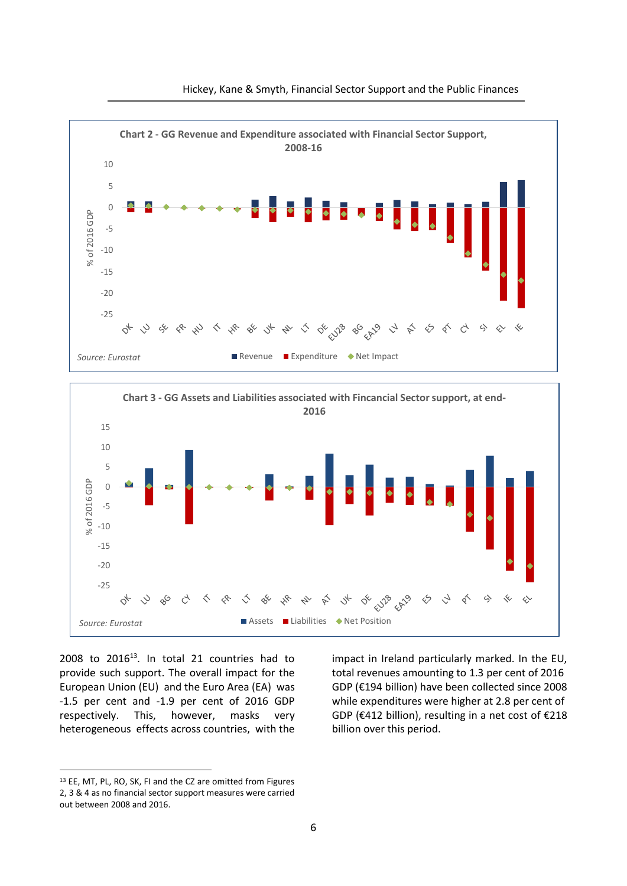**Chart 2 - GG Revenue and Expenditure associated with Financial Sector Support, 2008-16**

*Source: Eurostat*

Revenue · Expenditure · Net Impact

**Chart 3 - GG Assets and Liabilities associated with Fincancial Sector support, at end-2016**

*Source: Eurostat*

Assets · Liabilities · Net Position

2008 to 2016[13]. In total 21 countries had to provide such support. The overall impact for the European Union (EU) and the Euro Area (EA) was -1.5 per cent and -1.9 per cent of 2016 GDP respectively. This, however, masks very heterogeneous effects across countries, with the impact in Ireland particularly marked. In the EU, total revenues amounting to 1.3 per cent of 2016 GDP (€194 billion) have been collected since 2008 while expenditures were higher at 2.8 per cent of GDP (€412 billion), resulting in a net cost of €218 billion over this period.

[13] EE, MT, PL, RO, SK, FI and the CZ are omitted from Figures 2, 3 & 4 as no financial sector support measures were carried out between 2008 and 2016.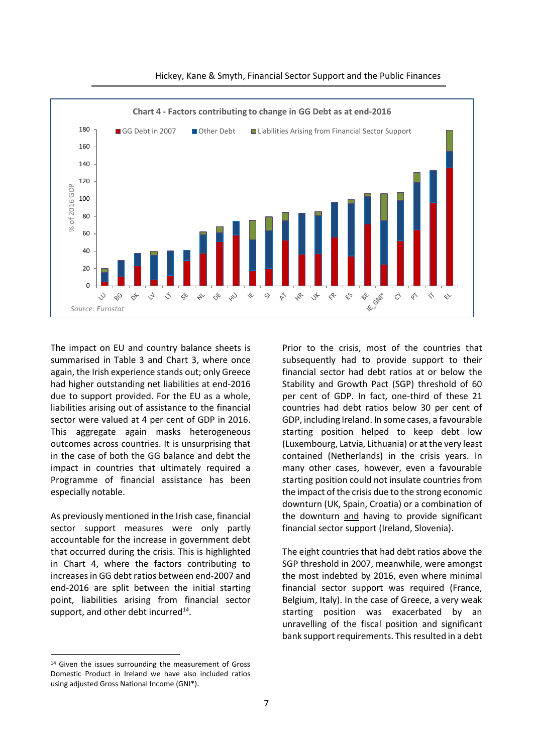**Chart 4 - Factors contributing to change in GG Debt as at end-2016**

*Source: Eurostat*

The impact on EU and country balance sheets is summarised in Table 3 and Chart 3, where once again, the Irish experience stands out; only Greece had higher outstanding net liabilities at end-2016 due to support provided. For the EU as a whole, liabilities arising out of assistance to the financial sector were valued at 4 per cent of GDP in 2016. This aggregate again masks heterogeneous outcomes across countries. It is unsurprising that in the case of both the GG balance and debt the impact in countries that ultimately required a Programme of financial assistance has been especially notable.

As previously mentioned in the Irish case, financial sector support measures were only partly accountable for the increase in government debt that occurred during the crisis. This is highlighted in Chart 4, where the factors contributing to increases in GG debt ratios between end-2007 and end-2016 are split between the initial starting point, liabilities arising from financial sector support, and other debt incurred[14].

Prior to the crisis, most of the countries that subsequently had to provide support to their financial sector had debt ratios at or below the Stability and Growth Pact (SGP) threshold of 60 per cent of GDP. In fact, one-third of these 21 countries had debt ratios below 30 per cent of GDP, including Ireland. In some cases, a favourable starting position helped to keep debt low (Luxembourg, Latvia, Lithuania) or at the very least contained (Netherlands) in the crisis years. In many other cases, however, even a favourable starting position could not insulate countries from the impact of the crisis due to the strong economic downturn (UK, Spain, Croatia) or a combination of the downturn <u>and</u> having to provide significant financial sector support (Ireland, Slovenia).

The eight countries that had debt ratios above the SGP threshold in 2007, meanwhile, were amongst the most indebted by 2016, even where minimal financial sector support was required (France, Belgium, Italy). In the case of Greece, a very weak starting position was exacerbated by an unravelling of the fiscal position and significant bank support requirements. This resulted in a debt

[14] Given the issues surrounding the measurement of Gross Domestic Product in Ireland we have also included ratios using adjusted Gross National Income (GNI*).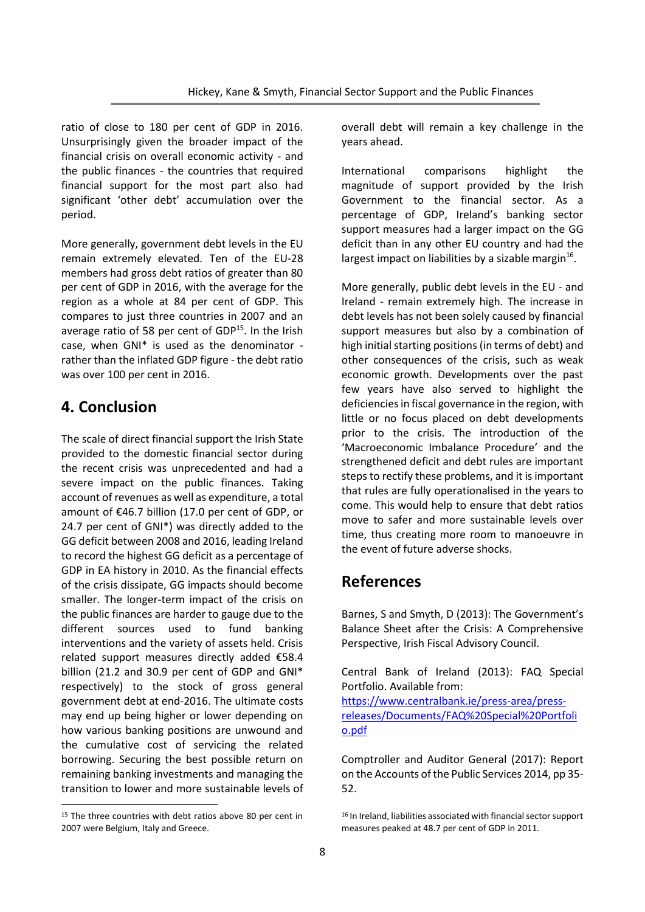ratio of close to 180 per cent of GDP in 2016. Unsurprisingly given the broader impact of the financial crisis on overall economic activity - and the public finances - the countries that required financial support for the most part also had significant 'other debt' accumulation over the period.

More generally, government debt levels in the EU remain extremely elevated. Ten of the EU-28 members had gross debt ratios of greater than 80 per cent of GDP in 2016, with the average for the region as a whole at 84 per cent of GDP. This compares to just three countries in 2007 and an average ratio of 58 per cent of GDP[15]. In the Irish case, when GNI* is used as the denominator - rather than the inflated GDP figure - the debt ratio was over 100 per cent in 2016.

## 4. Conclusion

The scale of direct financial support the Irish State provided to the domestic financial sector during the recent crisis was unprecedented and had a severe impact on the public finances. Taking account of revenues as well as expenditure, a total amount of €46.7 billion (17.0 per cent of GDP, or 24.7 per cent of GNI*) was directly added to the GG deficit between 2008 and 2016, leading Ireland to record the highest GG deficit as a percentage of GDP in EA history in 2010. As the financial effects of the crisis dissipate, GG impacts should become smaller. The longer-term impact of the crisis on the public finances are harder to gauge due to the different sources used to fund banking interventions and the variety of assets held. Crisis related support measures directly added €58.4 billion (21.2 and 30.9 per cent of GDP and GNI* respectively) to the stock of gross general government debt at end-2016. The ultimate costs may end up being higher or lower depending on how various banking positions are unwound and the cumulative cost of servicing the related borrowing. Securing the best possible return on remaining banking investments and managing the transition to lower and more sustainable levels of overall debt will remain a key challenge in the years ahead.

International comparisons highlight the magnitude of support provided by the Irish Government to the financial sector. As a percentage of GDP, Ireland's banking sector support measures had a larger impact on the GG deficit than in any other EU country and had the largest impact on liabilities by a sizable margin[16].

More generally, public debt levels in the EU - and Ireland - remain extremely high. The increase in debt levels has not been solely caused by financial support measures but also by a combination of high initial starting positions (in terms of debt) and other consequences of the crisis, such as weak economic growth. Developments over the past few years have also served to highlight the deficiencies in fiscal governance in the region, with little or no focus placed on debt developments prior to the crisis. The introduction of the 'Macroeconomic Imbalance Procedure' and the strengthened deficit and debt rules are important steps to rectify these problems, and it is important that rules are fully operationalised in the years to come. This would help to ensure that debt ratios move to safer and more sustainable levels over time, thus creating more room to manoeuvre in the event of future adverse shocks.

## References

Barnes, S and Smyth, D (2013): The Government's Balance Sheet after the Crisis: A Comprehensive Perspective, Irish Fiscal Advisory Council.

Central Bank of Ireland (2013): FAQ Special Portfolio. Available from: [https://www.centralbank.ie/press-area/press-releases/Documents/FAQ%20Special%20Portfolio.pdf](https://www.centralbank.ie/press-area/press-releases/Documents/FAQ%20Special%20Portfolio.pdf)

Comptroller and Auditor General (2017): Report on the Accounts of the Public Services 2014, pp 35-52.

---

[15] The three countries with debt ratios above 80 per cent in 2007 were Belgium, Italy and Greece.

[16] In Ireland, liabilities associated with financial sector support measures peaked at 48.7 per cent of GDP in 2011.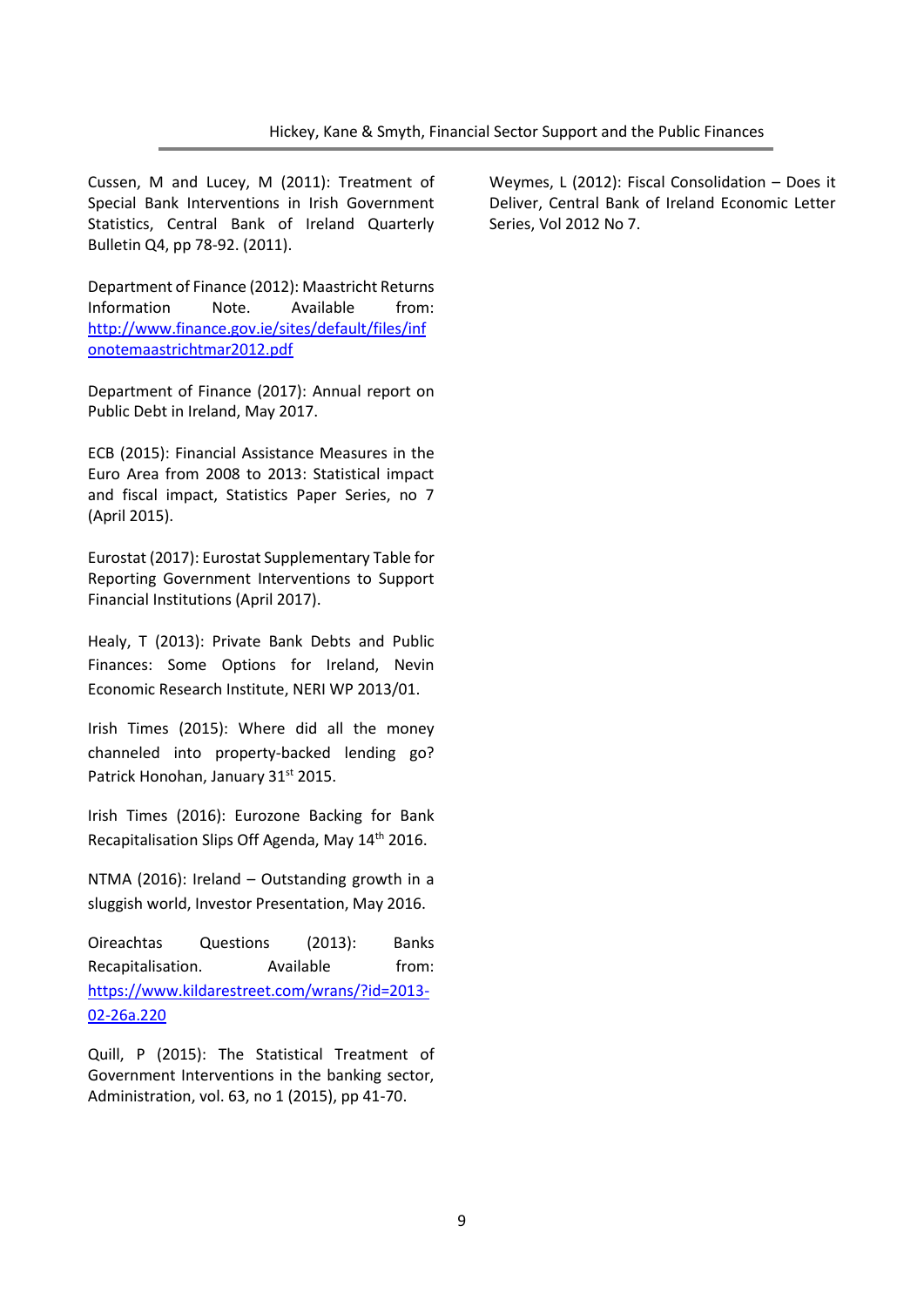Cussen, M and Lucey, M (2011): Treatment of Special Bank Interventions in Irish Government Statistics, Central Bank of Ireland Quarterly Bulletin Q4, pp 78-92. (2011).

Department of Finance (2012): Maastricht Returns Information Note. Available from: http://www.finance.gov.ie/sites/default/files/infonotemaastrichtmar2012.pdf

Department of Finance (2017): Annual report on Public Debt in Ireland, May 2017.

ECB (2015): Financial Assistance Measures in the Euro Area from 2008 to 2013: Statistical impact and fiscal impact, Statistics Paper Series, no 7 (April 2015).

Eurostat (2017): Eurostat Supplementary Table for Reporting Government Interventions to Support Financial Institutions (April 2017).

Healy, T (2013): Private Bank Debts and Public Finances: Some Options for Ireland, Nevin Economic Research Institute, NERI WP 2013/01.

Irish Times (2015): Where did all the money channeled into property-backed lending go? Patrick Honohan, January 31st 2015.

Irish Times (2016): Eurozone Backing for Bank Recapitalisation Slips Off Agenda, May 14th 2016.

NTMA (2016): Ireland – Outstanding growth in a sluggish world, Investor Presentation, May 2016.

Oireachtas Questions (2013): Banks Recapitalisation. Available from: https://www.kildarestreet.com/wrans/?id=2013-02-26a.220

Quill, P (2015): The Statistical Treatment of Government Interventions in the banking sector, Administration, vol. 63, no 1 (2015), pp 41-70.

Weymes, L (2012): Fiscal Consolidation – Does it Deliver, Central Bank of Ireland Economic Letter Series, Vol 2012 No 7.